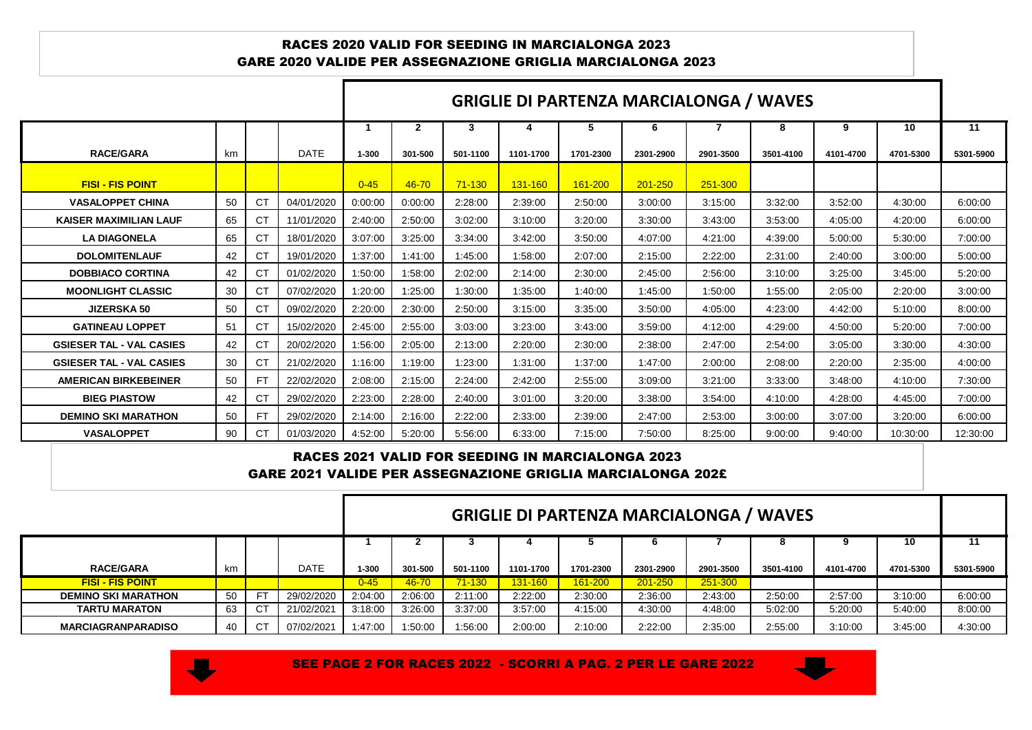## RACES 2020 VALID FOR SEEDING IN MARCIALONGA 2023
## GARE 2020 VALIDE PER ASSEGNAZIONE GRIGLIA MARCIALONGA 2023

| | | | | GRIGLIE DI PARTENZA MARCIALONGA / WAVES | | | | | | | | | | |
|---|---|---|---|---|---|---|---|---|---|---|---|---|---|---|
| | | | | 1 | 2 | 3 | 4 | 5 | 6 | 7 | 8 | 9 | 10 | 11 |
| RACE/GARA | km | | DATE | 1-300 | 301-500 | 501-1100 | 1101-1700 | 1701-2300 | 2301-2900 | 2901-3500 | 3501-4100 | 4101-4700 | 4701-5300 | 5301-5900 |
| FISI - FIS POINT | | | | 0-45 | 46-70 | 71-130 | 131-160 | 161-200 | 201-250 | 251-300 | | | | |
| VASALOPPET CHINA | 50 | CT | 04/01/2020 | 0:00:00 | 0:00:00 | 2:28:00 | 2:39:00 | 2:50:00 | 3:00:00 | 3:15:00 | 3:32:00 | 3:52:00 | 4:30:00 | 6:00:00 |
| KAISER MAXIMILIAN LAUF | 65 | CT | 11/01/2020 | 2:40:00 | 2:50:00 | 3:02:00 | 3:10:00 | 3:20:00 | 3:30:00 | 3:43:00 | 3:53:00 | 4:05:00 | 4:20:00 | 6:00:00 |
| LA DIAGONELA | 65 | CT | 18/01/2020 | 3:07:00 | 3:25:00 | 3:34:00 | 3:42:00 | 3:50:00 | 4:07:00 | 4:21:00 | 4:39:00 | 5:00:00 | 5:30:00 | 7:00:00 |
| DOLOMITENLAUF | 42 | CT | 19/01/2020 | 1:37:00 | 1:41:00 | 1:45:00 | 1:58:00 | 2:07:00 | 2:15:00 | 2:22:00 | 2:31:00 | 2:40:00 | 3:00:00 | 5:00:00 |
| DOBBIACO CORTINA | 42 | CT | 01/02/2020 | 1:50:00 | 1:58:00 | 2:02:00 | 2:14:00 | 2:30:00 | 2:45:00 | 2:56:00 | 3:10:00 | 3:25:00 | 3:45:00 | 5:20:00 |
| MOONLIGHT CLASSIC | 30 | CT | 07/02/2020 | 1:20:00 | 1:25:00 | 1:30:00 | 1:35:00 | 1:40:00 | 1:45:00 | 1:50:00 | 1:55:00 | 2:05:00 | 2:20:00 | 3:00:00 |
| JIZERSKA 50 | 50 | CT | 09/02/2020 | 2:20:00 | 2:30:00 | 2:50:00 | 3:15:00 | 3:35:00 | 3:50:00 | 4:05:00 | 4:23:00 | 4:42:00 | 5:10:00 | 8:00:00 |
| GATINEAU LOPPET | 51 | CT | 15/02/2020 | 2:45:00 | 2:55:00 | 3:03:00 | 3:23:00 | 3:43:00 | 3:59:00 | 4:12:00 | 4:29:00 | 4:50:00 | 5:20:00 | 7:00:00 |
| GSIESER TAL - VAL CASIES | 42 | CT | 20/02/2020 | 1:56:00 | 2:05:00 | 2:13:00 | 2:20:00 | 2:30:00 | 2:38:00 | 2:47:00 | 2:54:00 | 3:05:00 | 3:30:00 | 4:30:00 |
| GSIESER TAL - VAL CASIES | 30 | CT | 21/02/2020 | 1:16:00 | 1:19:00 | 1:23:00 | 1:31:00 | 1:37:00 | 1:47:00 | 2:00:00 | 2:08:00 | 2:20:00 | 2:35:00 | 4:00:00 |
| AMERICAN BIRKEBEINER | 50 | FT | 22/02/2020 | 2:08:00 | 2:15:00 | 2:24:00 | 2:42:00 | 2:55:00 | 3:09:00 | 3:21:00 | 3:33:00 | 3:48:00 | 4:10:00 | 7:30:00 |
| BIEG PIASTOW | 42 | CT | 29/02/2020 | 2:23:00 | 2:28:00 | 2:40:00 | 3:01:00 | 3:20:00 | 3:38:00 | 3:54:00 | 4:10:00 | 4:28:00 | 4:45:00 | 7:00:00 |
| DEMINO SKI MARATHON | 50 | FT | 29/02/2020 | 2:14:00 | 2:16:00 | 2:22:00 | 2:33:00 | 2:39:00 | 2:47:00 | 2:53:00 | 3:00:00 | 3:07:00 | 3:20:00 | 6:00:00 |
| VASALOPPET | 90 | CT | 01/03/2020 | 4:52:00 | 5:20:00 | 5:56:00 | 6:33:00 | 7:15:00 | 7:50:00 | 8:25:00 | 9:00:00 | 9:40:00 | 10:30:00 | 12:30:00 |

## RACES 2021 VALID FOR SEEDING IN MARCIALONGA 2023
## GARE 2021 VALIDE PER ASSEGNAZIONE GRIGLIA MARCIALONGA 202£

| | | | | GRIGLIE DI PARTENZA MARCIALONGA / WAVES | | | | | | | | | | |
|---|---|---|---|---|---|---|---|---|---|---|---|---|---|---|
| | | | | 1 | 2 | 3 | 4 | 5 | 6 | 7 | 8 | 9 | 10 | 11 |
| RACE/GARA | km | | DATE | 1-300 | 301-500 | 501-1100 | 1101-1700 | 1701-2300 | 2301-2900 | 2901-3500 | 3501-4100 | 4101-4700 | 4701-5300 | 5301-5900 |
| FISI - FIS POINT | | | | 0-45 | 46-70 | 71-130 | 131-160 | 161-200 | 201-250 | 251-300 | | | | |
| DEMINO SKI MARATHON | 50 | FT | 29/02/2020 | 2:04:00 | 2:06:00 | 2:11:00 | 2:22:00 | 2:30:00 | 2:36:00 | 2:43:00 | 2:50:00 | 2:57:00 | 3:10:00 | 6:00:00 |
| TARTU MARATON | 63 | CT | 21/02/2021 | 3:18:00 | 3:26:00 | 3:37:00 | 3:57:00 | 4:15:00 | 4:30:00 | 4:48:00 | 5:02:00 | 5:20:00 | 5:40:00 | 8:00:00 |
| MARCIAGRANPARADISO | 40 | CT | 07/02/2021 | 1:47:00 | 1:50:00 | 1:56:00 | 2:00:00 | 2:10:00 | 2:22:00 | 2:35:00 | 2:55:00 | 3:10:00 | 3:45:00 | 4:30:00 |

**SEE PAGE 2 FOR RACES 2022 - SCORRI A PAG. 2 PER LE GARE 2022**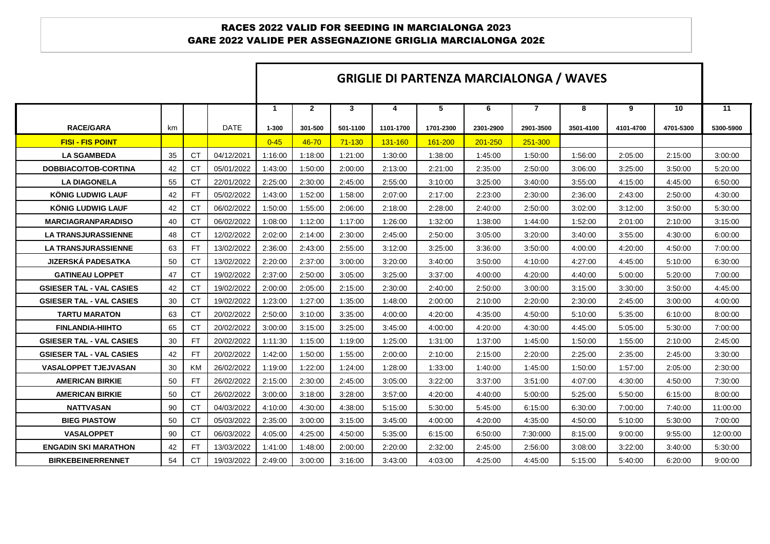# RACES 2022 VALID FOR SEEDING IN MARCIALONGA 2023
# GARE 2022 VALIDE PER ASSEGNAZIONE GRIGLIA MARCIALONGA 202£

| | | | | GRIGLIE DI PARTENZA MARCIALONGA / WAVES | | | | | | | | | | |
|---|---|---|---|---|---|---|---|---|---|---|---|---|---|---|
| | | | | 1 | 2 | 3 | 4 | 5 | 6 | 7 | 8 | 9 | 10 | 11 |
| RACE/GARA | km | | DATE | 1-300 | 301-500 | 501-1100 | 1101-1700 | 1701-2300 | 2301-2900 | 2901-3500 | 3501-4100 | 4101-4700 | 4701-5300 | 5300-5900 |
| FISI - FIS POINT | | | | 0-45 | 46-70 | 71-130 | 131-160 | 161-200 | 201-250 | 251-300 | | | | |
| LA SGAMBEDA | 35 | CT | 04/12/2021 | 1:16:00 | 1:18:00 | 1:21:00 | 1:30:00 | 1:38:00 | 1:45:00 | 1:50:00 | 1:56:00 | 2:05:00 | 2:15:00 | 3:00:00 |
| DOBBIACO/TOB-CORTINA | 42 | CT | 05/01/2022 | 1:43:00 | 1:50:00 | 2:00:00 | 2:13:00 | 2:21:00 | 2:35:00 | 2:50:00 | 3:06:00 | 3:25:00 | 3:50:00 | 5:20:00 |
| LA DIAGONELA | 55 | CT | 22/01/2022 | 2:25:00 | 2:30:00 | 2:45:00 | 2:55:00 | 3:10:00 | 3:25:00 | 3:40:00 | 3:55:00 | 4:15:00 | 4:45:00 | 6:50:00 |
| KÖNIG LUDWIG LAUF | 42 | FT | 05/02/2022 | 1:43:00 | 1:52:00 | 1:58:00 | 2:07:00 | 2:17:00 | 2:23:00 | 2:30:00 | 2:36:00 | 2:43:00 | 2:50:00 | 4:30:00 |
| KÖNIG LUDWIG LAUF | 42 | CT | 06/02/2022 | 1:50:00 | 1:55:00 | 2:06:00 | 2:18:00 | 2:28:00 | 2:40:00 | 2:50:00 | 3:02:00 | 3:12:00 | 3:50:00 | 5:30:00 |
| MARCIAGRANPARADISO | 40 | CT | 06/02/2022 | 1:08:00 | 1:12:00 | 1:17:00 | 1:26:00 | 1:32:00 | 1:38:00 | 1:44:00 | 1:52:00 | 2:01:00 | 2:10:00 | 3:15:00 |
| LA TRANSJURASSIENNE | 48 | CT | 12/02/2022 | 2:02:00 | 2:14:00 | 2:30:00 | 2:45:00 | 2:50:00 | 3:05:00 | 3:20:00 | 3:40:00 | 3:55:00 | 4:30:00 | 6:00:00 |
| LA TRANSJURASSIENNE | 63 | FT | 13/02/2022 | 2:36:00 | 2:43:00 | 2:55:00 | 3:12:00 | 3:25:00 | 3:36:00 | 3:50:00 | 4:00:00 | 4:20:00 | 4:50:00 | 7:00:00 |
| JIZERSKÁ PADESATKA | 50 | CT | 13/02/2022 | 2:20:00 | 2:37:00 | 3:00:00 | 3:20:00 | 3:40:00 | 3:50:00 | 4:10:00 | 4:27:00 | 4:45:00 | 5:10:00 | 6:30:00 |
| GATINEAU LOPPET | 47 | CT | 19/02/2022 | 2:37:00 | 2:50:00 | 3:05:00 | 3:25:00 | 3:37:00 | 4:00:00 | 4:20:00 | 4:40:00 | 5:00:00 | 5:20:00 | 7:00:00 |
| GSIESER TAL - VAL CASIES | 42 | CT | 19/02/2022 | 2:00:00 | 2:05:00 | 2:15:00 | 2:30:00 | 2:40:00 | 2:50:00 | 3:00:00 | 3:15:00 | 3:30:00 | 3:50:00 | 4:45:00 |
| GSIESER TAL - VAL CASIES | 30 | CT | 19/02/2022 | 1:23:00 | 1:27:00 | 1:35:00 | 1:48:00 | 2:00:00 | 2:10:00 | 2:20:00 | 2:30:00 | 2:45:00 | 3:00:00 | 4:00:00 |
| TARTU MARATON | 63 | CT | 20/02/2022 | 2:50:00 | 3:10:00 | 3:35:00 | 4:00:00 | 4:20:00 | 4:35:00 | 4:50:00 | 5:10:00 | 5:35:00 | 6:10:00 | 8:00:00 |
| FINLANDIA-HIIHTO | 65 | CT | 20/02/2022 | 3:00:00 | 3:15:00 | 3:25:00 | 3:45:00 | 4:00:00 | 4:20:00 | 4:30:00 | 4:45:00 | 5:05:00 | 5:30:00 | 7:00:00 |
| GSIESER TAL - VAL CASIES | 30 | FT | 20/02/2022 | 1:11:30 | 1:15:00 | 1:19:00 | 1:25:00 | 1:31:00 | 1:37:00 | 1:45:00 | 1:50:00 | 1:55:00 | 2:10:00 | 2:45:00 |
| GSIESER TAL - VAL CASIES | 42 | FT | 20/02/2022 | 1:42:00 | 1:50:00 | 1:55:00 | 2:00:00 | 2:10:00 | 2:15:00 | 2:20:00 | 2:25:00 | 2:35:00 | 2:45:00 | 3:30:00 |
| VASALOPPET TJEJVASAN | 30 | KM | 26/02/2022 | 1:19:00 | 1:22:00 | 1:24:00 | 1:28:00 | 1:33:00 | 1:40:00 | 1:45:00 | 1:50:00 | 1:57:00 | 2:05:00 | 2:30:00 |
| AMERICAN BIRKIE | 50 | FT | 26/02/2022 | 2:15:00 | 2:30:00 | 2:45:00 | 3:05:00 | 3:22:00 | 3:37:00 | 3:51:00 | 4:07:00 | 4:30:00 | 4:50:00 | 7:30:00 |
| AMERICAN BIRKIE | 50 | CT | 26/02/2022 | 3:00:00 | 3:18:00 | 3:28:00 | 3:57:00 | 4:20:00 | 4:40:00 | 5:00:00 | 5:25:00 | 5:50:00 | 6:15:00 | 8:00:00 |
| NATTVASAN | 90 | CT | 04/03/2022 | 4:10:00 | 4:30:00 | 4:38:00 | 5:15:00 | 5:30:00 | 5:45:00 | 6:15:00 | 6:30:00 | 7:00:00 | 7:40:00 | 11:00:00 |
| BIEG PIASTOW | 50 | CT | 05/03/2022 | 2:35:00 | 3:00:00 | 3:15:00 | 3:45:00 | 4:00:00 | 4:20:00 | 4:35:00 | 4:50:00 | 5:10:00 | 5:30:00 | 7:00:00 |
| VASALOPPET | 90 | CT | 06/03/2022 | 4:05:00 | 4:25:00 | 4:50:00 | 5:35:00 | 6:15:00 | 6:50:00 | 7:30:000 | 8:15:00 | 9:00:00 | 9:55:00 | 12:00:00 |
| ENGADIN SKI MARATHON | 42 | FT | 13/03/2022 | 1:41:00 | 1:48:00 | 2:00:00 | 2:20:00 | 2:32:00 | 2:45:00 | 2:56:00 | 3:08:00 | 3:22:00 | 3:40:00 | 5:30:00 |
| BIRKEBEINERRENNET | 54 | CT | 19/03/2022 | 2:49:00 | 3:00:00 | 3:16:00 | 3:43:00 | 4:03:00 | 4:25:00 | 4:45:00 | 5:15:00 | 5:40:00 | 6:20:00 | 9:00:00 |